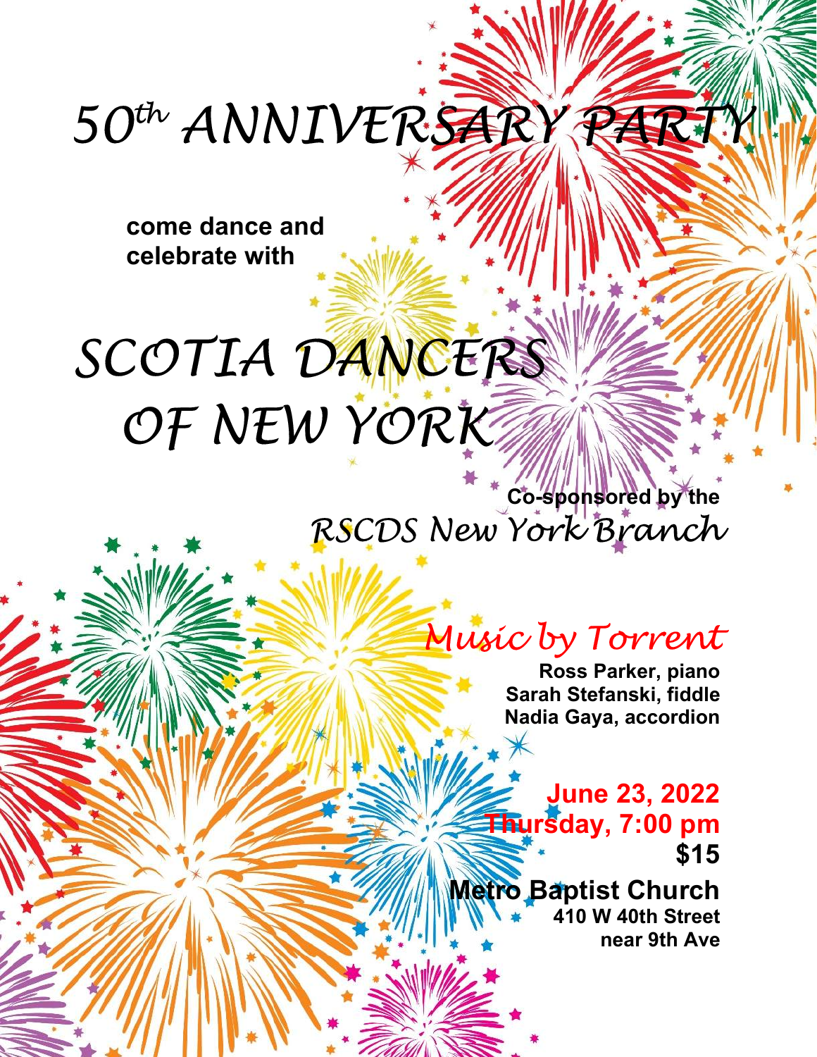# 50th ANNIVERSARY PARTY

**come dance and celebrate with**

# SCOTIA DANCERS OF NEW YORK

**Co-sponsored by the**

*RSCDS New York Branch*

## *Music by Torrent*

**Ross Parker, piano**
**Sarah Stefanski, fiddle**
**Nadia Gaya, accordion**

**June 23, 2022**
**Thursday, 7:00 pm**
**$15**

**Metro Baptist Church**
**410 W 40th Street**
**near 9th Ave**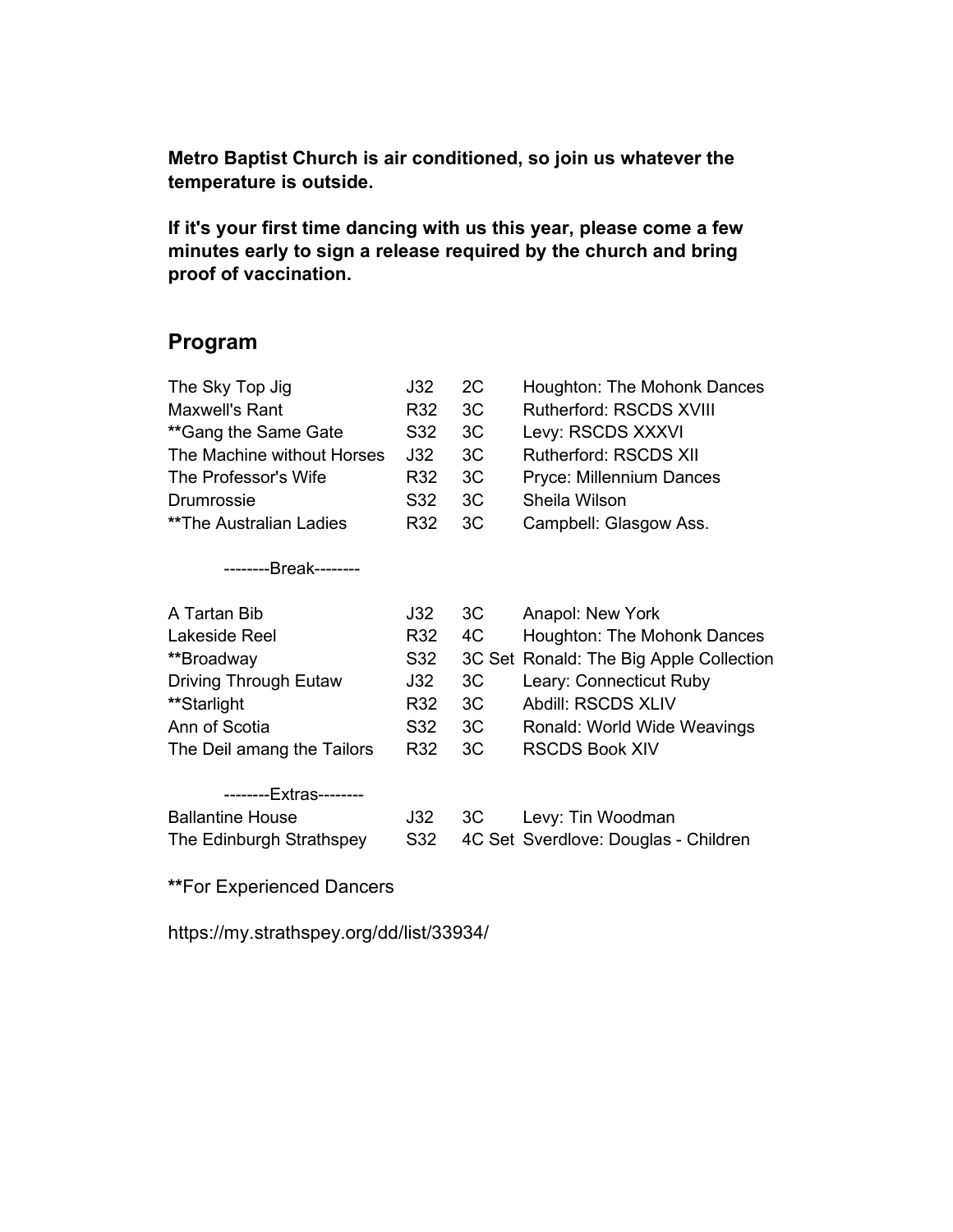**Metro Baptist Church is air conditioned, so join us whatever the temperature is outside.**

**If it's your first time dancing with us this year, please come a few minutes early to sign a release required by the church and bring proof of vaccination.**

## Program

| | | | |
|---|---|---|---|
| The Sky Top Jig | J32 | 2C | Houghton: The Mohonk Dances |
| Maxwell's Rant | R32 | 3C | Rutherford: RSCDS XVIII |
| **Gang the Same Gate | S32 | 3C | Levy: RSCDS XXXVI |
| The Machine without Horses | J32 | 3C | Rutherford: RSCDS XII |
| The Professor's Wife | R32 | 3C | Pryce: Millennium Dances |
| Drumrossie | S32 | 3C | Sheila Wilson |
| **The Australian Ladies | R32 | 3C | Campbell: Glasgow Ass. |
| --------Break-------- | | | |
| A Tartan Bib | J32 | 3C | Anapol: New York |
| Lakeside Reel | R32 | 4C | Houghton: The Mohonk Dances |
| **Broadway | S32 | 3C Set | Ronald: The Big Apple Collection |
| Driving Through Eutaw | J32 | 3C | Leary: Connecticut Ruby |
| **Starlight | R32 | 3C | Abdill: RSCDS XLIV |
| Ann of Scotia | S32 | 3C | Ronald: World Wide Weavings |
| The Deil amang the Tailors | R32 | 3C | RSCDS Book XIV |
| --------Extras-------- | | | |
| Ballantine House | J32 | 3C | Levy: Tin Woodman |
| The Edinburgh Strathspey | S32 | 4C Set | Sverdlove: Douglas - Children |

**For Experienced Dancers

https://my.strathspey.org/dd/list/33934/